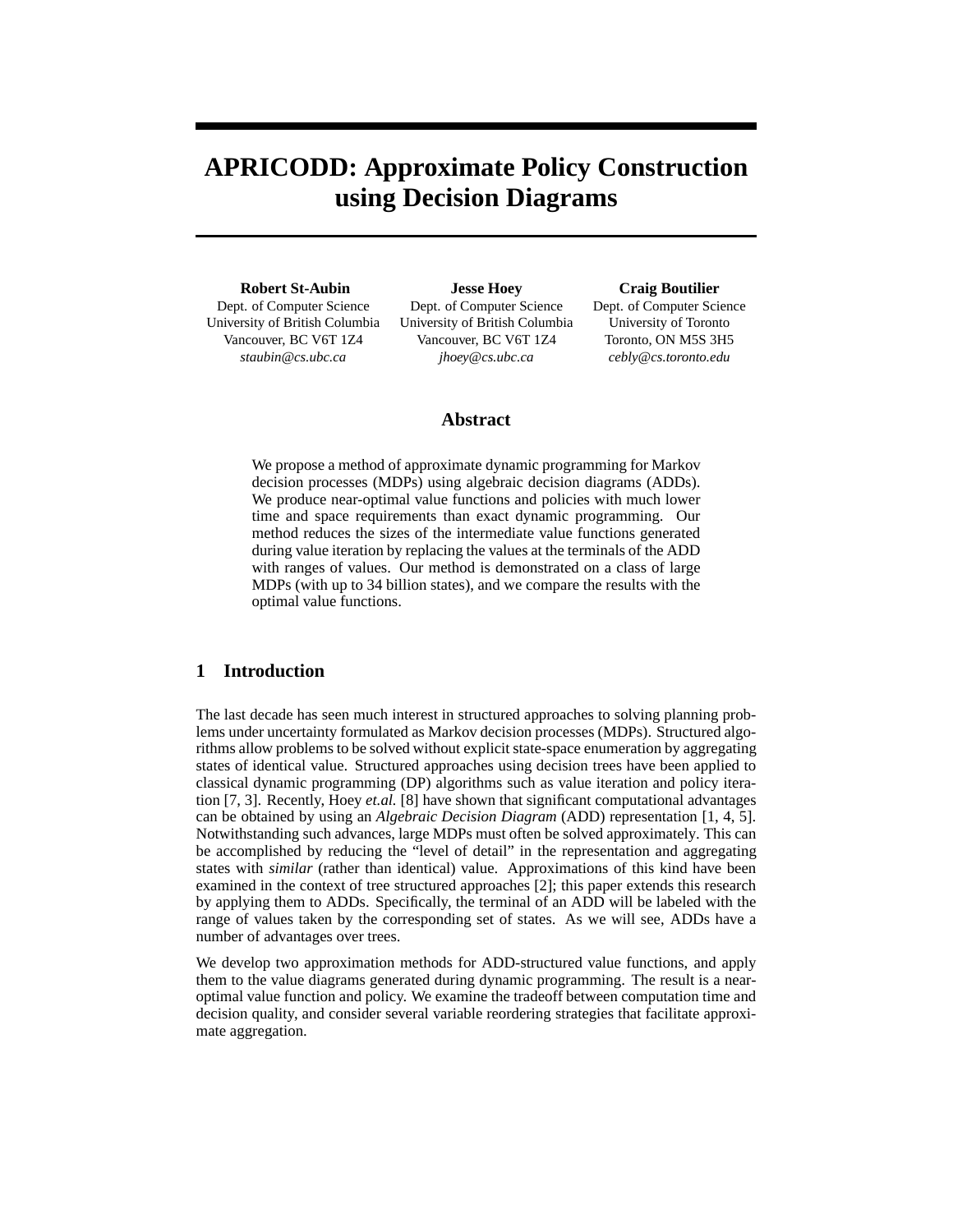# APRICODD: Approximate Policy Construction using Decision Diagrams

**Robert St-Aubin**
Dept. of Computer Science
University of British Columbia
Vancouver, BC V6T 1Z4
*staubin@cs.ubc.ca*

**Jesse Hoey**
Dept. of Computer Science
University of British Columbia
Vancouver, BC V6T 1Z4
*jhoey@cs.ubc.ca*

**Craig Boutilier**
Dept. of Computer Science
University of Toronto
Toronto, ON M5S 3H5
*cebly@cs.toronto.edu*

## Abstract

We propose a method of approximate dynamic programming for Markov decision processes (MDPs) using algebraic decision diagrams (ADDs). We produce near-optimal value functions and policies with much lower time and space requirements than exact dynamic programming. Our method reduces the sizes of the intermediate value functions generated during value iteration by replacing the values at the terminals of the ADD with ranges of values. Our method is demonstrated on a class of large MDPs (with up to 34 billion states), and we compare the results with the optimal value functions.

## 1 Introduction

The last decade has seen much interest in structured approaches to solving planning problems under uncertainty formulated as Markov decision processes (MDPs). Structured algorithms allow problems to be solved without explicit state-space enumeration by aggregating states of identical value. Structured approaches using decision trees have been applied to classical dynamic programming (DP) algorithms such as value iteration and policy iteration [7, 3]. Recently, Hoey *et.al.* [8] have shown that significant computational advantages can be obtained by using an *Algebraic Decision Diagram* (ADD) representation [1, 4, 5]. Notwithstanding such advances, large MDPs must often be solved approximately. This can be accomplished by reducing the "level of detail" in the representation and aggregating states with *similar* (rather than identical) value. Approximations of this kind have been examined in the context of tree structured approaches [2]; this paper extends this research by applying them to ADDs. Specifically, the terminal of an ADD will be labeled with the range of values taken by the corresponding set of states. As we will see, ADDs have a number of advantages over trees.

We develop two approximation methods for ADD-structured value functions, and apply them to the value diagrams generated during dynamic programming. The result is a near-optimal value function and policy. We examine the tradeoff between computation time and decision quality, and consider several variable reordering strategies that facilitate approximate aggregation.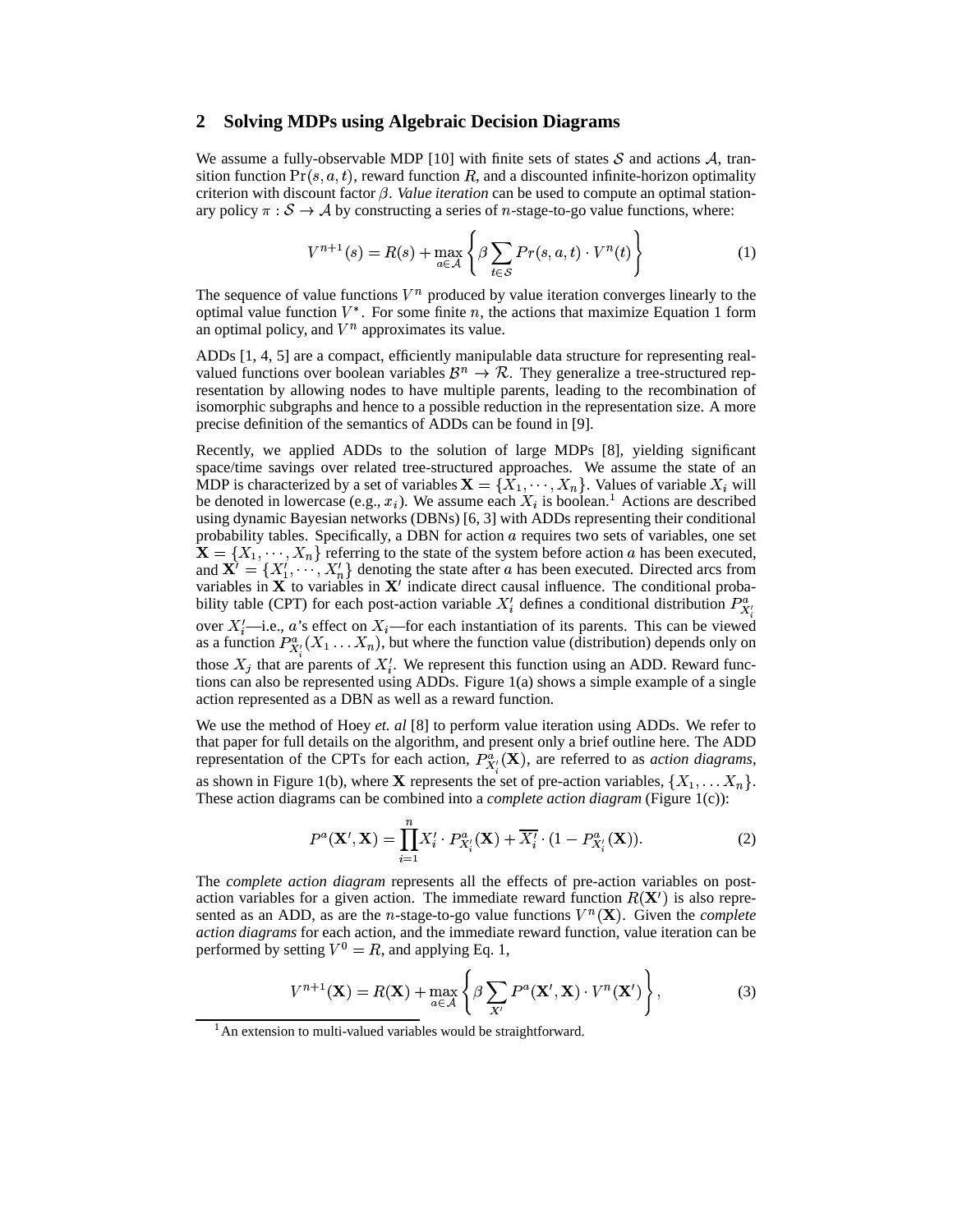## 2 Solving MDPs using Algebraic Decision Diagrams

We assume a fully-observable MDP [10] with finite sets of states $\mathcal{S}$ and actions $\mathcal{A}$, transition function $\Pr(s, a, t)$, reward function $R$, and a discounted infinite-horizon optimality criterion with discount factor $\beta$. *Value iteration* can be used to compute an optimal stationary policy $\pi : \mathcal{S} \rightarrow \mathcal{A}$ by constructing a series of $n$-stage-to-go value functions, where:

$$V^{n+1}(s) = R(s) + \max_{a \in \mathcal{A}} \left\{ \beta \sum_{t \in \mathcal{S}} Pr(s, a, t) \cdot V^n(t) \right\} \tag{1}$$

The sequence of value functions $V^n$ produced by value iteration converges linearly to the optimal value function $V^*$. For some finite $n$, the actions that maximize Equation 1 form an optimal policy, and $V^n$ approximates its value.

ADDs [1, 4, 5] are a compact, efficiently manipulable data structure for representing real-valued functions over boolean variables $\mathcal{B}^n \rightarrow \mathcal{R}$. They generalize a tree-structured representation by allowing nodes to have multiple parents, leading to the recombination of isomorphic subgraphs and hence to a possible reduction in the representation size. A more precise definition of the semantics of ADDs can be found in [9].

Recently, we applied ADDs to the solution of large MDPs [8], yielding significant space/time savings over related tree-structured approaches. We assume the state of an MDP is characterized by a set of variables $\mathbf{X} = \{X_1, \cdots, X_n\}$. Values of variable $X_i$ will be denoted in lowercase (e.g., $x_i$). We assume each $X_i$ is boolean.[1] Actions are described using dynamic Bayesian networks (DBNs) [6, 3] with ADDs representing their conditional probability tables. Specifically, a DBN for action $a$ requires two sets of variables, one set $\mathbf{X} = \{X_1, \cdots, X_n\}$ referring to the state of the system before action $a$ has been executed, and $\mathbf{X}' = \{X'_1, \cdots, X'_n\}$ denoting the state after $a$ has been executed. Directed arcs from variables in $\mathbf{X}$ to variables in $\mathbf{X}'$ indicate direct causal influence. The conditional probability table (CPT) for each post-action variable $X'_i$ defines a conditional distribution $P^a_{X'_i}$ over $X'_i$—i.e., $a$'s effect on $X_i$—for each instantiation of its parents. This can be viewed as a function $P^a_{X'_i}(X_1 \ldots X_n)$, but where the function value (distribution) depends only on those $X_j$ that are parents of $X'_i$. We represent this function using an ADD. Reward functions can also be represented using ADDs. Figure 1(a) shows a simple example of a single action represented as a DBN as well as a reward function.

We use the method of Hoey *et. al* [8] to perform value iteration using ADDs. We refer to that paper for full details on the algorithm, and present only a brief outline here. The ADD representation of the CPTs for each action, $P^a_{X'_i}(\mathbf{X})$, are referred to as *action diagrams*, as shown in Figure 1(b), where $\mathbf{X}$ represents the set of pre-action variables, $\{X_1, \ldots X_n\}$. These action diagrams can be combined into a *complete action diagram* (Figure 1(c)):

$$P^a(\mathbf{X}', \mathbf{X}) = \prod_{i=1}^{n} X'_i \cdot P^a_{X'_i}(\mathbf{X}) + \overline{X'_i} \cdot (1 - P^a_{X'_i}(\mathbf{X})). \tag{2}$$

The *complete action diagram* represents all the effects of pre-action variables on post-action variables for a given action. The immediate reward function $R(\mathbf{X}')$ is also represented as an ADD, as are the $n$-stage-to-go value functions $V^n(\mathbf{X})$. Given the *complete action diagrams* for each action, and the immediate reward function, value iteration can be performed by setting $V^0 = R$, and applying Eq. 1,

$$V^{n+1}(\mathbf{X}) = R(\mathbf{X}) + \max_{a \in \mathcal{A}} \left\{ \beta \sum_{X'} P^a(\mathbf{X}', \mathbf{X}) \cdot V^n(\mathbf{X}') \right\}, \tag{3}$$

[1] An extension to multi-valued variables would be straightforward.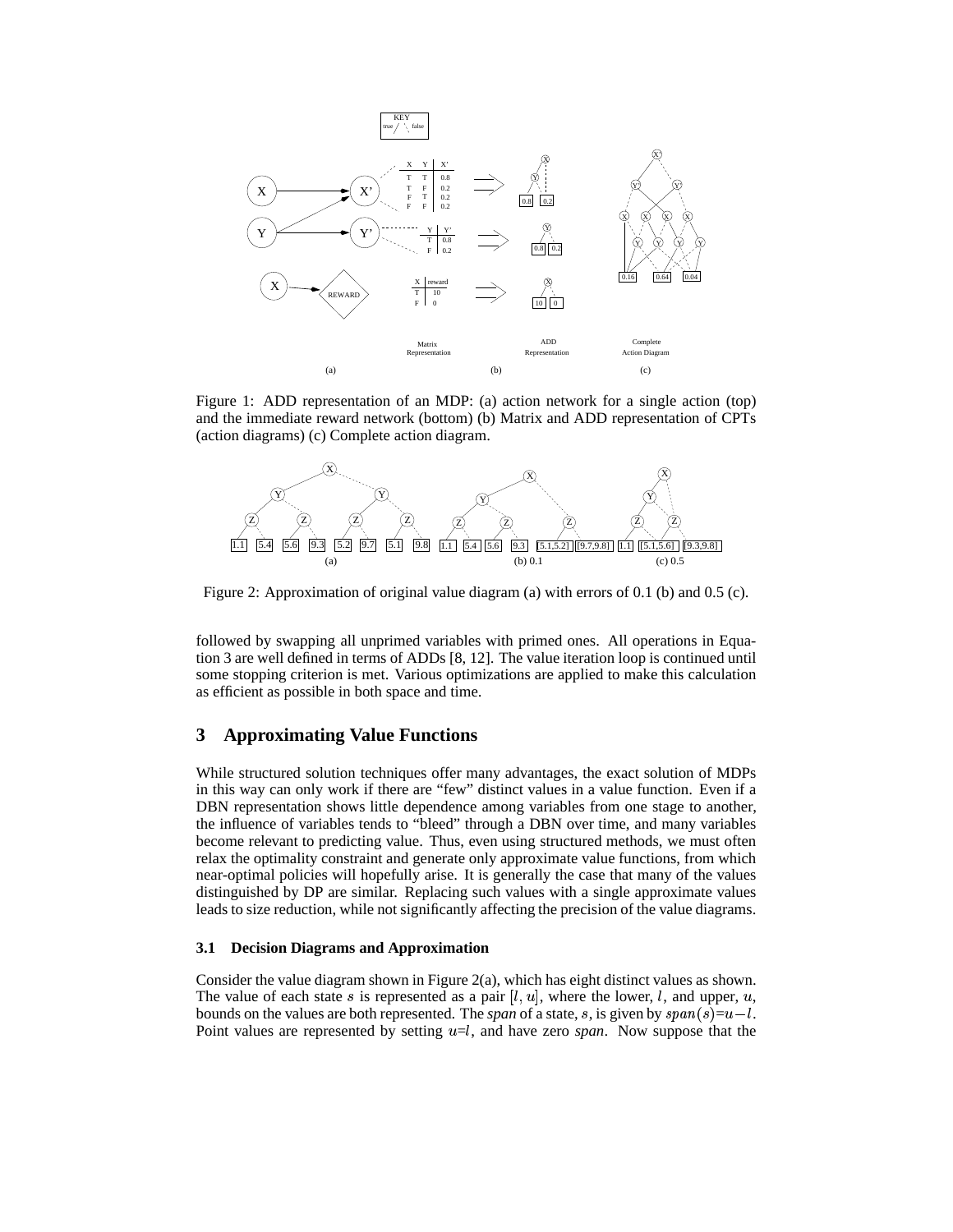Figure 1: ADD representation of an MDP: (a) action network for a single action (top) and the immediate reward network (bottom) (b) Matrix and ADD representation of CPTs (action diagrams) (c) Complete action diagram.

Figure 2: Approximation of original value diagram (a) with errors of 0.1 (b) and 0.5 (c).

followed by swapping all unprimed variables with primed ones. All operations in Equation 3 are well defined in terms of ADDs [8, 12]. The value iteration loop is continued until some stopping criterion is met. Various optimizations are applied to make this calculation as efficient as possible in both space and time.

## 3 Approximating Value Functions

While structured solution techniques offer many advantages, the exact solution of MDPs in this way can only work if there are "few" distinct values in a value function. Even if a DBN representation shows little dependence among variables from one stage to another, the influence of variables tends to "bleed" through a DBN over time, and many variables become relevant to predicting value. Thus, even using structured methods, we must often relax the optimality constraint and generate only approximate value functions, from which near-optimal policies will hopefully arise. It is generally the case that many of the values distinguished by DP are similar. Replacing such values with a single approximate values leads to size reduction, while not significantly affecting the precision of the value diagrams.

### 3.1 Decision Diagrams and Approximation

Consider the value diagram shown in Figure 2(a), which has eight distinct values as shown. The value of each state $s$ is represented as a pair $[l, u]$, where the lower, $l$, and upper, $u$, bounds on the values are both represented. The *span* of a state, $s$, is given by $span(s)=u-l$. Point values are represented by setting $u=l$, and have zero *span*. Now suppose that the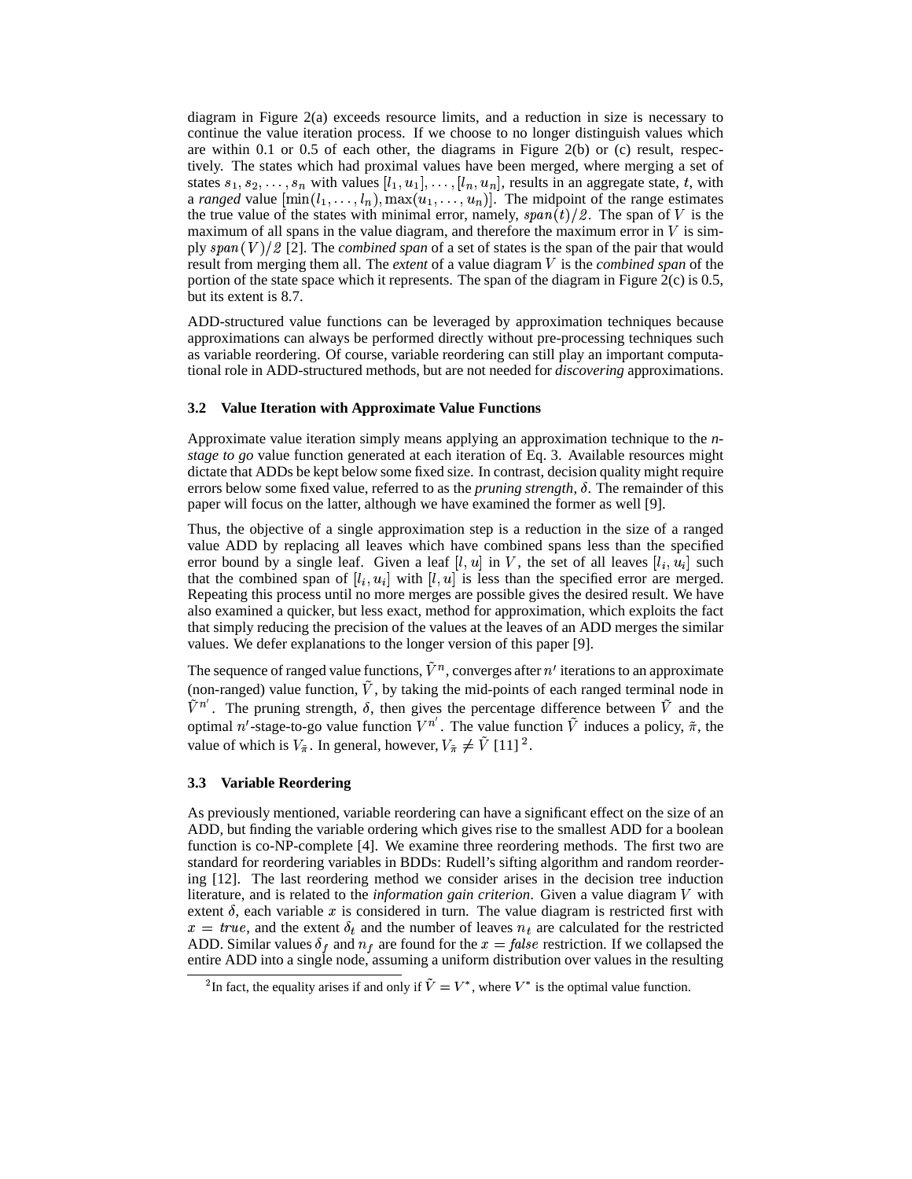diagram in Figure 2(a) exceeds resource limits, and a reduction in size is necessary to continue the value iteration process. If we choose to no longer distinguish values which are within 0.1 or 0.5 of each other, the diagrams in Figure 2(b) or (c) result, respectively. The states which had proximal values have been merged, where merging a set of states $s_1, s_2, \ldots, s_n$ with values $[l_1, u_1], \ldots, [l_n, u_n]$, results in an aggregate state, $t$, with a *ranged* value $[\min(l_1, \ldots, l_n), \max(u_1, \ldots, u_n)]$. The midpoint of the range estimates the true value of the states with minimal error, namely, $span(t)/2$. The span of $V$ is the maximum of all spans in the value diagram, and therefore the maximum error in $V$ is simply $span(V)/2$ [2]. The *combined span* of a set of states is the span of the pair that would result from merging them all. The *extent* of a value diagram $V$ is the *combined span* of the portion of the state space which it represents. The span of the diagram in Figure 2(c) is 0.5, but its extent is 8.7.

ADD-structured value functions can be leveraged by approximation techniques because approximations can always be performed directly without pre-processing techniques such as variable reordering. Of course, variable reordering can still play an important computational role in ADD-structured methods, but are not needed for *discovering* approximations.

### 3.2 Value Iteration with Approximate Value Functions

Approximate value iteration simply means applying an approximation technique to the *n-stage to go* value function generated at each iteration of Eq. 3. Available resources might dictate that ADDs be kept below some fixed size. In contrast, decision quality might require errors below some fixed value, referred to as the *pruning strength*, $\delta$. The remainder of this paper will focus on the latter, although we have examined the former as well [9].

Thus, the objective of a single approximation step is a reduction in the size of a ranged value ADD by replacing all leaves which have combined spans less than the specified error bound by a single leaf. Given a leaf $[l, u]$ in $V$, the set of all leaves $[l_i, u_i]$ such that the combined span of $[l_i, u_i]$ with $[l, u]$ is less than the specified error are merged. Repeating this process until no more merges are possible gives the desired result. We have also examined a quicker, but less exact, method for approximation, which exploits the fact that simply reducing the precision of the values at the leaves of an ADD merges the similar values. We defer explanations to the longer version of this paper [9].

The sequence of ranged value functions, $\tilde{V}^n$, converges after $n'$ iterations to an approximate (non-ranged) value function, $\tilde{V}$, by taking the mid-points of each ranged terminal node in $\tilde{V}^{n'}$. The pruning strength, $\delta$, then gives the percentage difference between $\tilde{V}$ and the optimal $n'$-stage-to-go value function $V^{n'}$. The value function $\tilde{V}$ induces a policy, $\tilde{\pi}$, the value of which is $V_{\tilde{\pi}}$. In general, however, $V_{\tilde{\pi}} \neq \tilde{V}$ [11] [2].

### 3.3 Variable Reordering

As previously mentioned, variable reordering can have a significant effect on the size of an ADD, but finding the variable ordering which gives rise to the smallest ADD for a boolean function is co-NP-complete [4]. We examine three reordering methods. The first two are standard for reordering variables in BDDs: Rudell's sifting algorithm and random reordering [12]. The last reordering method we consider arises in the decision tree induction literature, and is related to the *information gain criterion*. Given a value diagram $V$ with extent $\delta$, each variable $x$ is considered in turn. The value diagram is restricted first with $x = true$, and the extent $\delta_t$ and the number of leaves $n_t$ are calculated for the restricted ADD. Similar values $\delta_f$ and $n_f$ are found for the $x = false$ restriction. If we collapsed the entire ADD into a single node, assuming a uniform distribution over values in the resulting

[2] In fact, the equality arises if and only if $\tilde{V} = V^*$, where $V^*$ is the optimal value function.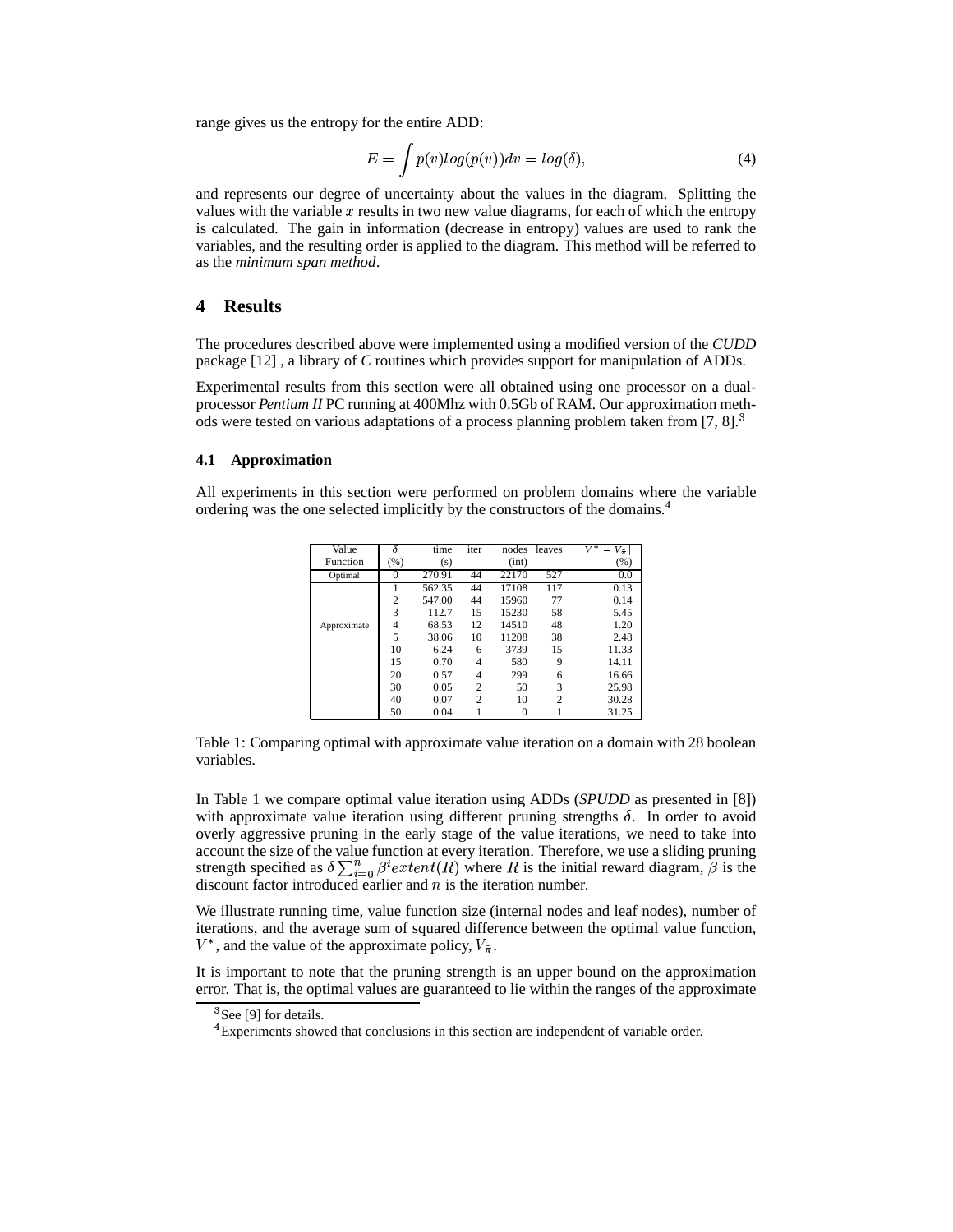range gives us the entropy for the entire ADD:

$$E = \int p(v)log(p(v))dv = log(\delta), \tag{4}$$

and represents our degree of uncertainty about the values in the diagram. Splitting the values with the variable $x$ results in two new value diagrams, for each of which the entropy is calculated. The gain in information (decrease in entropy) values are used to rank the variables, and the resulting order is applied to the diagram. This method will be referred to as the *minimum span method*.

## 4 Results

The procedures described above were implemented using a modified version of the *CUDD* package [12] , a library of *C* routines which provides support for manipulation of ADDs.

Experimental results from this section were all obtained using one processor on a dual-processor *Pentium II* PC running at 400Mhz with 0.5Gb of RAM. Our approximation methods were tested on various adaptations of a process planning problem taken from [7, 8].[3]

### 4.1 Approximation

All experiments in this section were performed on problem domains where the variable ordering was the one selected implicitly by the constructors of the domains.[4]

| Value Function | $\delta$ (%) | time (s) | iter | nodes (int) | leaves | $\lvert V^* - V_{\tilde{\pi}} \rvert$ (%) |
|---|---|---|---|---|---|---|
| Optimal | 0 | 270.91 | 44 | 22170 | 527 | 0.0 |
| Approximate | 1 | 562.35 | 44 | 17108 | 117 | 0.13 |
| | 2 | 547.00 | 44 | 15960 | 77 | 0.14 |
| | 3 | 112.7 | 15 | 15230 | 58 | 5.45 |
| | 4 | 68.53 | 12 | 14510 | 48 | 1.20 |
| | 5 | 38.06 | 10 | 11208 | 38 | 2.48 |
| | 10 | 6.24 | 6 | 3739 | 15 | 11.33 |
| | 15 | 0.70 | 4 | 580 | 9 | 14.11 |
| | 20 | 0.57 | 4 | 299 | 6 | 16.66 |
| | 30 | 0.05 | 2 | 50 | 3 | 25.98 |
| | 40 | 0.07 | 2 | 10 | 2 | 30.28 |
| | 50 | 0.04 | 1 | 0 | 1 | 31.25 |

Table 1: Comparing optimal with approximate value iteration on a domain with 28 boolean variables.

In Table 1 we compare optimal value iteration using ADDs (*SPUDD* as presented in [8]) with approximate value iteration using different pruning strengths $\delta$. In order to avoid overly aggressive pruning in the early stage of the value iterations, we need to take into account the size of the value function at every iteration. Therefore, we use a sliding pruning strength specified as $\delta \sum_{i=0}^{n} \beta^i extent(R)$ where $R$ is the initial reward diagram, $\beta$ is the discount factor introduced earlier and $n$ is the iteration number.

We illustrate running time, value function size (internal nodes and leaf nodes), number of iterations, and the average sum of squared difference between the optimal value function, $V^*$, and the value of the approximate policy, $V_{\tilde{\pi}}$.

It is important to note that the pruning strength is an upper bound on the approximation error. That is, the optimal values are guaranteed to lie within the ranges of the approximate

[3] See [9] for details.

[4] Experiments showed that conclusions in this section are independent of variable order.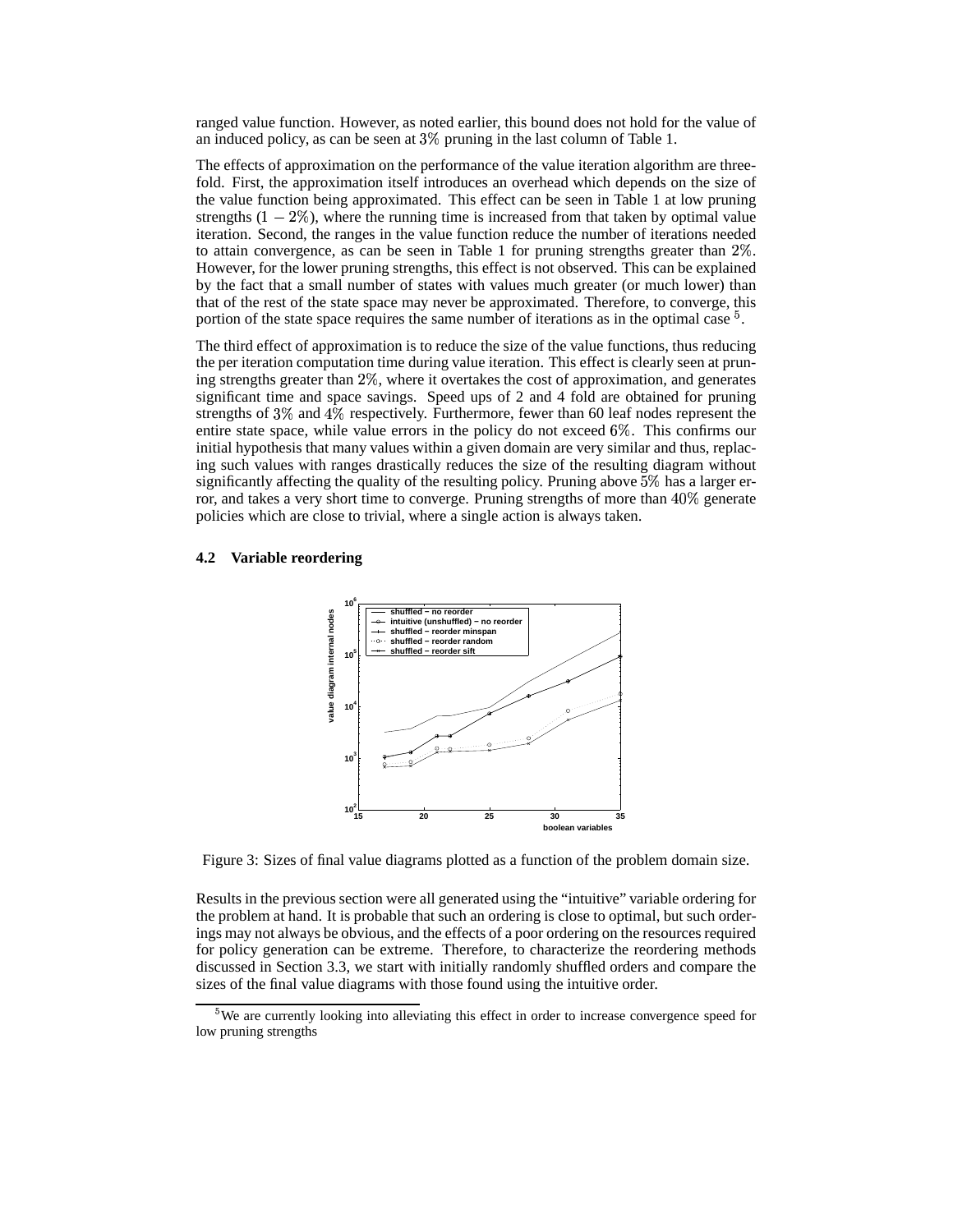ranged value function. However, as noted earlier, this bound does not hold for the value of an induced policy, as can be seen at $3\%$ pruning in the last column of Table 1.

The effects of approximation on the performance of the value iteration algorithm are threefold. First, the approximation itself introduces an overhead which depends on the size of the value function being approximated. This effect can be seen in Table 1 at low pruning strengths ($1-2\%$), where the running time is increased from that taken by optimal value iteration. Second, the ranges in the value function reduce the number of iterations needed to attain convergence, as can be seen in Table 1 for pruning strengths greater than $2\%$. However, for the lower pruning strengths, this effect is not observed. This can be explained by the fact that a small number of states with values much greater (or much lower) than that of the rest of the state space may never be approximated. Therefore, to converge, this portion of the state space requires the same number of iterations as in the optimal case [5].

The third effect of approximation is to reduce the size of the value functions, thus reducing the per iteration computation time during value iteration. This effect is clearly seen at pruning strengths greater than $2\%$, where it overtakes the cost of approximation, and generates significant time and space savings. Speed ups of 2 and 4 fold are obtained for pruning strengths of $3\%$ and $4\%$ respectively. Furthermore, fewer than 60 leaf nodes represent the entire state space, while value errors in the policy do not exceed $6\%$. This confirms our initial hypothesis that many values within a given domain are very similar and thus, replacing such values with ranges drastically reduces the size of the resulting diagram without significantly affecting the quality of the resulting policy. Pruning above $5\%$ has a larger error, and takes a very short time to converge. Pruning strengths of more than $40\%$ generate policies which are close to trivial, where a single action is always taken.

### 4.2 Variable reordering

Figure 3: Sizes of final value diagrams plotted as a function of the problem domain size.

Results in the previous section were all generated using the "intuitive" variable ordering for the problem at hand. It is probable that such an ordering is close to optimal, but such orderings may not always be obvious, and the effects of a poor ordering on the resources required for policy generation can be extreme. Therefore, to characterize the reordering methods discussed in Section 3.3, we start with initially randomly shuffled orders and compare the sizes of the final value diagrams with those found using the intuitive order.

[5] We are currently looking into alleviating this effect in order to increase convergence speed for low pruning strengths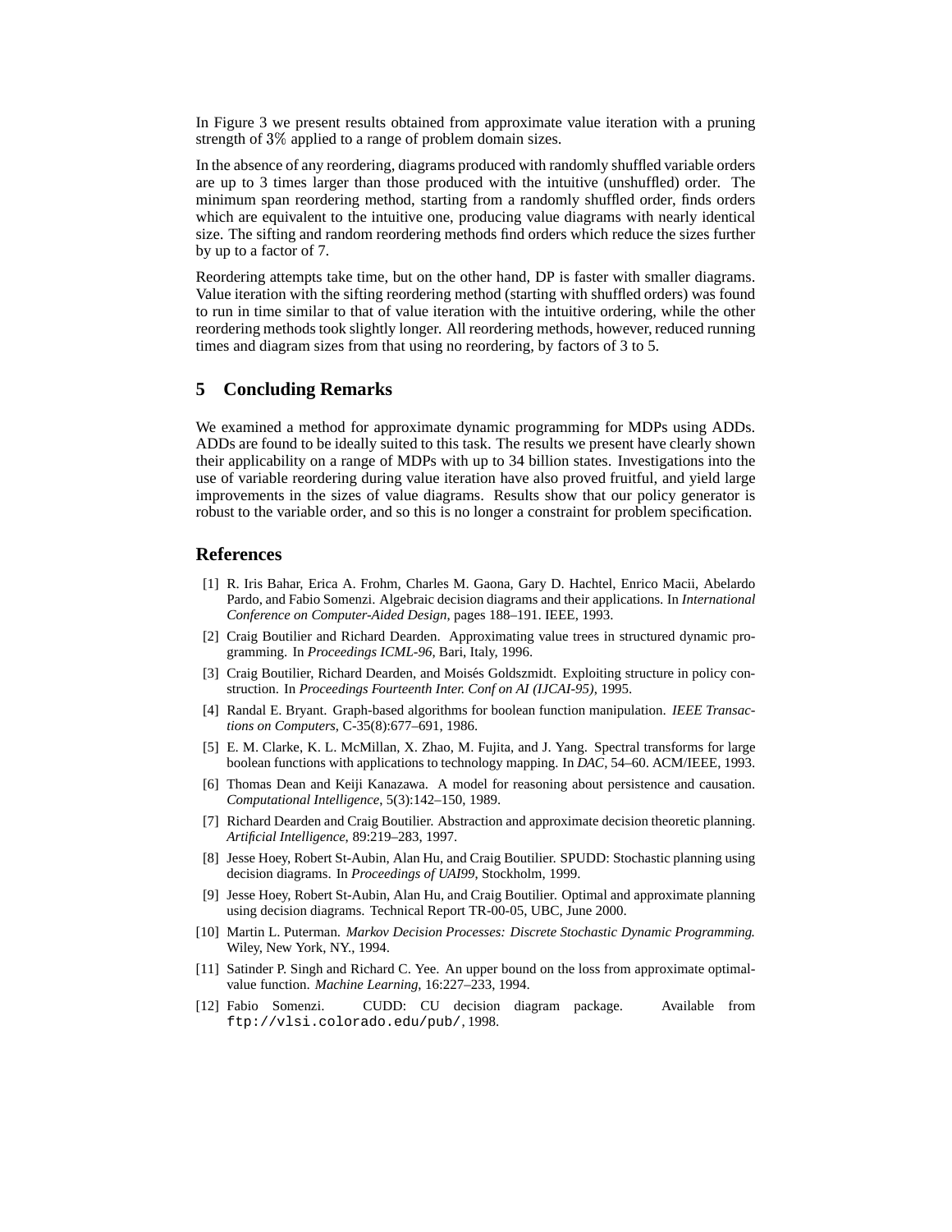In Figure 3 we present results obtained from approximate value iteration with a pruning strength of $3\%$ applied to a range of problem domain sizes.

In the absence of any reordering, diagrams produced with randomly shuffled variable orders are up to 3 times larger than those produced with the intuitive (unshuffled) order. The minimum span reordering method, starting from a randomly shuffled order, finds orders which are equivalent to the intuitive one, producing value diagrams with nearly identical size. The sifting and random reordering methods find orders which reduce the sizes further by up to a factor of 7.

Reordering attempts take time, but on the other hand, DP is faster with smaller diagrams. Value iteration with the sifting reordering method (starting with shuffled orders) was found to run in time similar to that of value iteration with the intuitive ordering, while the other reordering methods took slightly longer. All reordering methods, however, reduced running times and diagram sizes from that using no reordering, by factors of 3 to 5.

## 5 Concluding Remarks

We examined a method for approximate dynamic programming for MDPs using ADDs. ADDs are found to be ideally suited to this task. The results we present have clearly shown their applicability on a range of MDPs with up to 34 billion states. Investigations into the use of variable reordering during value iteration have also proved fruitful, and yield large improvements in the sizes of value diagrams. Results show that our policy generator is robust to the variable order, and so this is no longer a constraint for problem specification.

## References

[1] R. Iris Bahar, Erica A. Frohm, Charles M. Gaona, Gary D. Hachtel, Enrico Macii, Abelardo Pardo, and Fabio Somenzi. Algebraic decision diagrams and their applications. In *International Conference on Computer-Aided Design*, pages 188–191. IEEE, 1993.

[2] Craig Boutilier and Richard Dearden. Approximating value trees in structured dynamic programming. In *Proceedings ICML-96*, Bari, Italy, 1996.

[3] Craig Boutilier, Richard Dearden, and Moisés Goldszmidt. Exploiting structure in policy construction. In *Proceedings Fourteenth Inter. Conf on AI (IJCAI-95)*, 1995.

[4] Randal E. Bryant. Graph-based algorithms for boolean function manipulation. *IEEE Transactions on Computers*, C-35(8):677–691, 1986.

[5] E. M. Clarke, K. L. McMillan, X. Zhao, M. Fujita, and J. Yang. Spectral transforms for large boolean functions with applications to technology mapping. In *DAC*, 54–60. ACM/IEEE, 1993.

[6] Thomas Dean and Keiji Kanazawa. A model for reasoning about persistence and causation. *Computational Intelligence*, 5(3):142–150, 1989.

[7] Richard Dearden and Craig Boutilier. Abstraction and approximate decision theoretic planning. *Artificial Intelligence*, 89:219–283, 1997.

[8] Jesse Hoey, Robert St-Aubin, Alan Hu, and Craig Boutilier. SPUDD: Stochastic planning using decision diagrams. In *Proceedings of UAI99*, Stockholm, 1999.

[9] Jesse Hoey, Robert St-Aubin, Alan Hu, and Craig Boutilier. Optimal and approximate planning using decision diagrams. Technical Report TR-00-05, UBC, June 2000.

[10] Martin L. Puterman. *Markov Decision Processes: Discrete Stochastic Dynamic Programming.* Wiley, New York, NY., 1994.

[11] Satinder P. Singh and Richard C. Yee. An upper bound on the loss from approximate optimal-value function. *Machine Learning*, 16:227–233, 1994.

[12] Fabio Somenzi. CUDD: CU decision diagram package. Available from `ftp://vlsi.colorado.edu/pub/`, 1998.